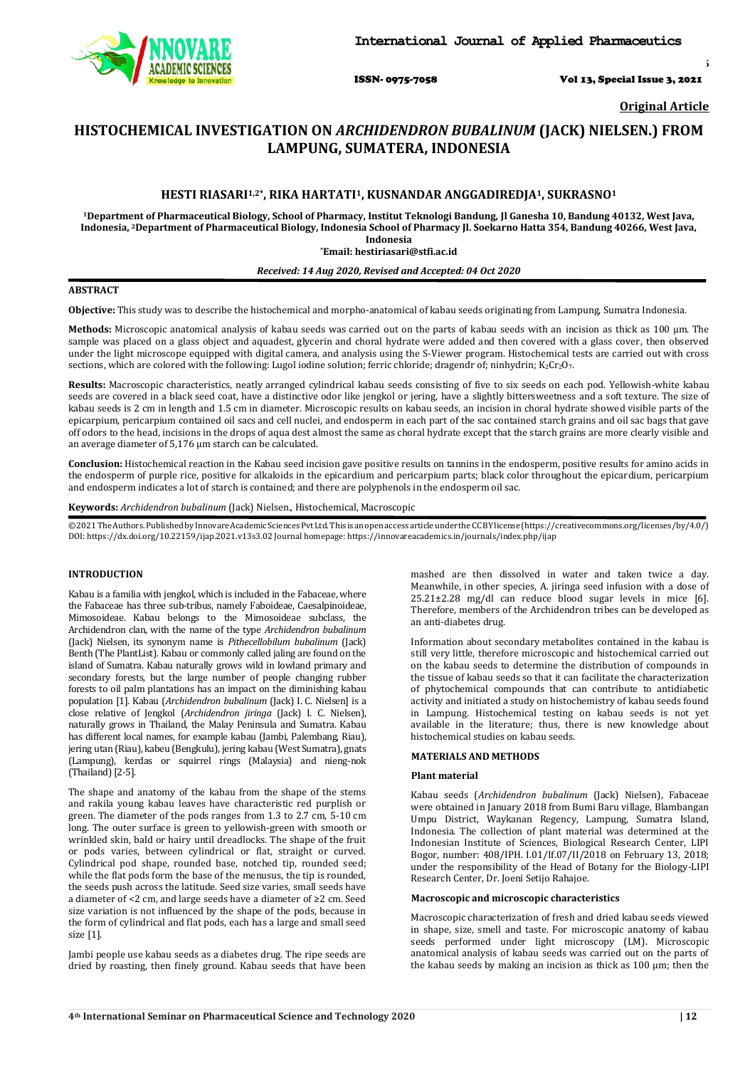Original Article

# HISTOCHEMICAL INVESTIGATION ON *ARCHIDENDRON BUBALINUM* (JACK) NIELSEN.) FROM LAMPUNG, SUMATERA, INDONESIA

### HESTI RIASARI[1,2*], RIKA HARTATI[1], KUSNANDAR ANGGADIREDJA[1], SUKRASNO[1]

[1]Department of Pharmaceutical Biology, School of Pharmacy, Institut Teknologi Bandung, Jl Ganesha 10, Bandung 40132, West Java, Indonesia, [2]Department of Pharmaceutical Biology, Indonesia School of Pharmacy Jl. Soekarno Hatta 354, Bandung 40266, West Java, Indonesia
*Email: hestiriasari@stfi.ac.id

*Received: 14 Aug 2020, Revised and Accepted: 04 Oct 2020*

## ABSTRACT

**Objective:** This study was to describe the histochemical and morpho-anatomical of kabau seeds originating from Lampung, Sumatra Indonesia.

**Methods:** Microscopic anatomical analysis of kabau seeds was carried out on the parts of kabau seeds with an incision as thick as 100 µm. The sample was placed on a glass object and aquadest, glycerin and choral hydrate were added and then covered with a glass cover, then observed under the light microscope equipped with digital camera, and analysis using the S-Viewer program. Histochemical tests are carried out with cross sections, which are colored with the following: Lugol iodine solution; ferric chloride; dragendr of; ninhydrin; $K_2Cr_2O_7$.

**Results:** Macroscopic characteristics, neatly arranged cylindrical kabau seeds consisting of five to six seeds on each pod. Yellowish-white kabau seeds are covered in a black seed coat, have a distinctive odor like jengkol or jering, have a slightly bittersweetness and a soft texture. The size of kabau seeds is 2 cm in length and 1.5 cm in diameter. Microscopic results on kabau seeds, an incision in choral hydrate showed visible parts of the epicarpium, pericarpium contained oil sacs and cell nuclei, and endosperm in each part of the sac contained starch grains and oil sac bags that gave off odors to the head, incisions in the drops of aqua dest almost the same as choral hydrate except that the starch grains are more clearly visible and an average diameter of 5,176 µm starch can be calculated.

**Conclusion:** Histochemical reaction in the Kabau seed incision gave positive results on tannins in the endosperm, positive results for amino acids in the endosperm of purple rice, positive for alkaloids in the epicardium and pericarpium parts; black color throughout the epicardium, pericarpium and endosperm indicates a lot of starch is contained; and there are polyphenols in the endosperm oil sac.

**Keywords:** *Archidendron bubalinum* (Jack) Nielsen., Histochemical, Macroscopic

©2021 The Authors. Published by Innovare Academic Sciences Pvt Ltd. This is an open access article under the CC BY license (https://creativecommons.org/licenses/by/4.0/) DOI: https://dx.doi.org/10.22159/ijap.2021.v13s3.02 Journal homepage: https://innovareacademics.in/journals/index.php/ijap

## INTRODUCTION

Kabau is a familia with jengkol, which is included in the Fabaceae, where the Fabaceae has three sub-tribus, namely Faboideae, Caesalpinoideae, Mimosoideae. Kabau belongs to the Mimosoideae subclass, the Archidendron clan, with the name of the type *Archidendron bubalinum* (Jack) Nielsen, its synonym name is *Pithecellobilum bubalinum* (Jack) Benth (The PlantList). Kabau or commonly called jaling are found on the island of Sumatra. Kabau naturally grows wild in lowland primary and secondary forests, but the large number of people changing rubber forests to oil palm plantations has an impact on the diminishing kabau population [1]. Kabau (*Archidendron bubalinum* (Jack) I. C. Nielsen) is a close relative of Jengkol (*Archidendron jiringa* (Jack) I. C. Nielsen), naturally grows in Thailand, the Malay Peninsula and Sumatra. Kabau has different local names, for example kabau (Jambi, Palembang, Riau), jering utan (Riau), kabeu (Bengkulu), jering kabau (West Sumatra), gnats (Lampung), kerdas or squirrel rings (Malaysia) and nieng-nok (Thailand) [2-5].

The shape and anatomy of the kabau from the shape of the stems and rakila young kabau leaves have characteristic red purplish or green. The diameter of the pods ranges from 1.3 to 2.7 cm, 5-10 cm long. The outer surface is green to yellowish-green with smooth or wrinkled skin, bald or hairy until dreadlocks. The shape of the fruit or pods varies, between cylindrical or flat, straight or curved. Cylindrical pod shape, rounded base, notched tip, rounded seed; while the flat pods form the base of the menusus, the tip is rounded, the seeds push across the latitude. Seed size varies, small seeds have a diameter of <2 cm, and large seeds have a diameter of ≥2 cm. Seed size variation is not influenced by the shape of the pods, because in the form of cylindrical and flat pods, each has a large and small seed size [1].

Jambi people use kabau seeds as a diabetes drug. The ripe seeds are dried by roasting, then finely ground. Kabau seeds that have been mashed are then dissolved in water and taken twice a day. Meanwhile, in other species, A. jiringa seed infusion with a dose of 25.21±2.28 mg/dl can reduce blood sugar levels in mice [6]. Therefore, members of the Archidendron tribes can be developed as an anti-diabetes drug.

Information about secondary metabolites contained in the kabau is still very little, therefore microscopic and histochemical carried out on the kabau seeds to determine the distribution of compounds in the tissue of kabau seeds so that it can facilitate the characterization of phytochemical compounds that can contribute to antidiabetic activity and initiated a study on histochemistry of kabau seeds found in Lampung. Histochemical testing on kabau seeds is not yet available in the literature; thus, there is new knowledge about histochemical studies on kabau seeds.

## MATERIALS AND METHODS

### Plant material

Kabau seeds (*Archidendron bubalinum* (Jack) Nielsen), Fabaceae were obtained in January 2018 from Bumi Baru village, Blambangan Umpu District, Waykanan Regency, Lampung, Sumatra Island, Indonesia. The collection of plant material was determined at the Indonesian Institute of Sciences, Biological Research Center, LIPI Bogor, number: 408/IPH. I.01/If.07/II/2018 on February 13, 2018; under the responsibility of the Head of Botany for the Biology-LIPI Research Center, Dr. Joeni Setijo Rahajoe.

### Macroscopic and microscopic characteristics

Macroscopic characterization of fresh and dried kabau seeds viewed in shape, size, smell and taste. For microscopic anatomy of kabau seeds performed under light microscopy (LM). Microscopic anatomical analysis of kabau seeds was carried out on the parts of the kabau seeds by making an incision as thick as 100 µm; then the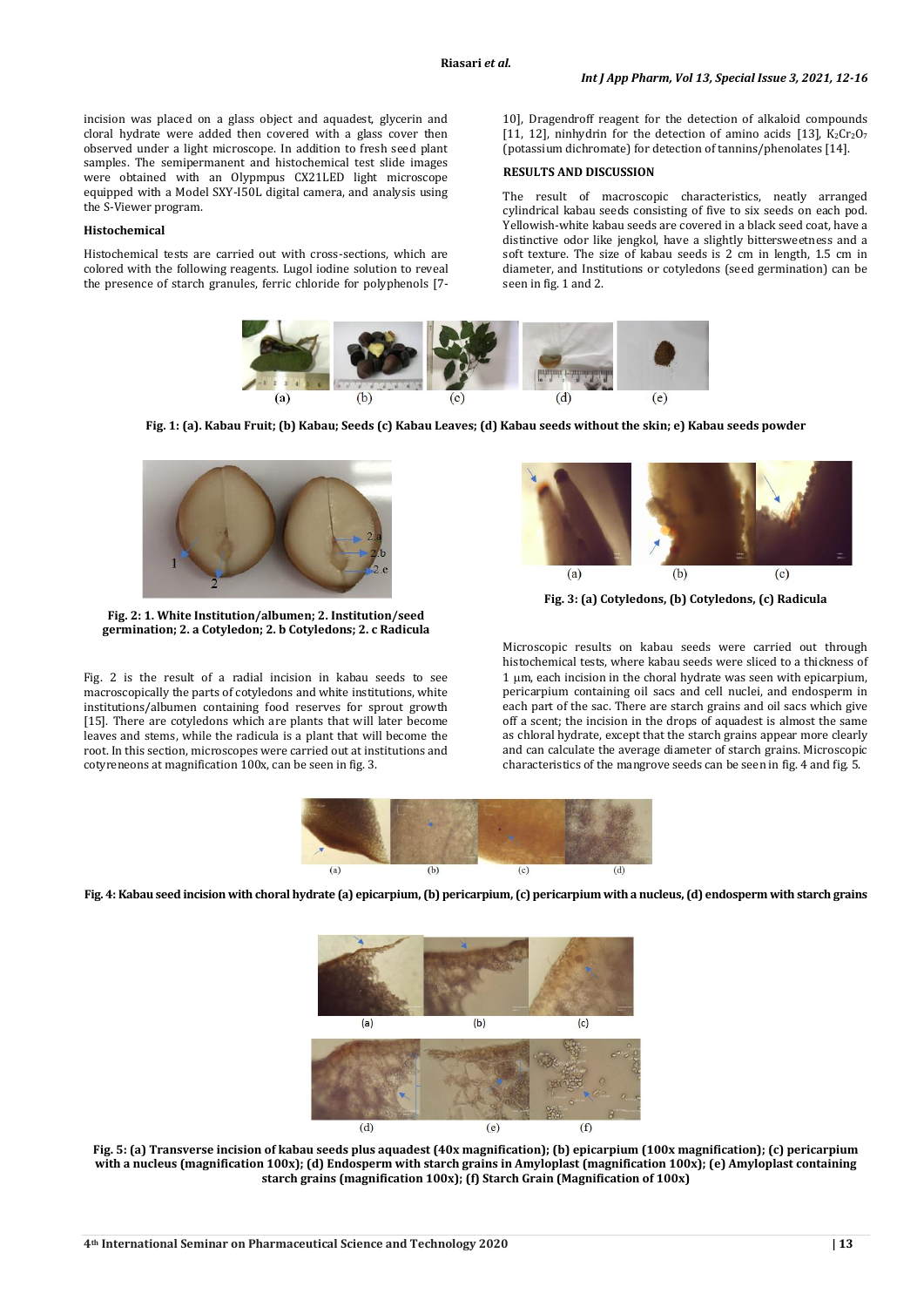incision was placed on a glass object and aquadest, glycerin and cloral hydrate were added then covered with a glass cover then observed under a light microscope. In addition to fresh seed plant samples. The semipermanent and histochemical test slide images were obtained with an Olypmpus CX21LED light microscope equipped with a Model SXY-I50L digital camera, and analysis using the S-Viewer program.

### Histochemical

Histochemical tests are carried out with cross-sections, which are colored with the following reagents. Lugol iodine solution to reveal the presence of starch granules, ferric chloride for polyphenols [7-10], Dragendroff reagent for the detection of alkaloid compounds [11, 12], ninhydrin for the detection of amino acids [13], $K_2Cr_2O_7$ (potassium dichromate) for detection of tannins/phenolates [14].

## RESULTS AND DISCUSSION

The result of macroscopic characteristics, neatly arranged cylindrical kabau seeds consisting of five to six seeds on each pod. Yellowish-white kabau seeds are covered in a black seed coat, have a distinctive odor like jengkol, have a slightly bittersweetness and a soft texture. The size of kabau seeds is 2 cm in length, 1.5 cm in diameter, and Institutions or cotyledons (seed germination) can be seen in fig. 1 and 2.

**Fig. 1: (a). Kabau Fruit; (b) Kabau; Seeds (c) Kabau Leaves; (d) Kabau seeds without the skin; e) Kabau seeds powder**

**Fig. 2: 1. White Institution/albumen; 2. Institution/seed germination; 2. a Cotyledon; 2. b Cotyledons; 2. c Radicula**

**Fig. 3: (a) Cotyledons, (b) Cotyledons, (c) Radicula**

Fig. 2 is the result of a radial incision in kabau seeds to see macroscopically the parts of cotyledons and white institutions, white institutions/albumen containing food reserves for sprout growth [15]. There are cotyledons which are plants that will later become leaves and stems, while the radicula is a plant that will become the root. In this section, microscopes were carried out at institutions and cotyreneons at magnification 100x, can be seen in fig. 3.

Microscopic results on kabau seeds were carried out through histochemical tests, where kabau seeds were sliced to a thickness of 1 µm, each incision in the choral hydrate was seen with epicarpium, pericarpium containing oil sacs and cell nuclei, and endosperm in each part of the sac. There are starch grains and oil sacs which give off a scent; the incision in the drops of aquadest is almost the same as chloral hydrate, except that the starch grains appear more clearly and can calculate the average diameter of starch grains. Microscopic characteristics of the mangrove seeds can be seen in fig. 4 and fig. 5.

**Fig. 4: Kabau seed incision with choral hydrate (a) epicarpium, (b) pericarpium, (c) pericarpium with a nucleus, (d) endosperm with starch grains**

**Fig. 5: (a) Transverse incision of kabau seeds plus aquadest (40x magnification); (b) epicarpium (100x magnification); (c) pericarpium with a nucleus (magnification 100x); (d) Endosperm with starch grains in Amyloplast (magnification 100x); (e) Amyloplast containing starch grains (magnification 100x); (f) Starch Grain (Magnification of 100x)**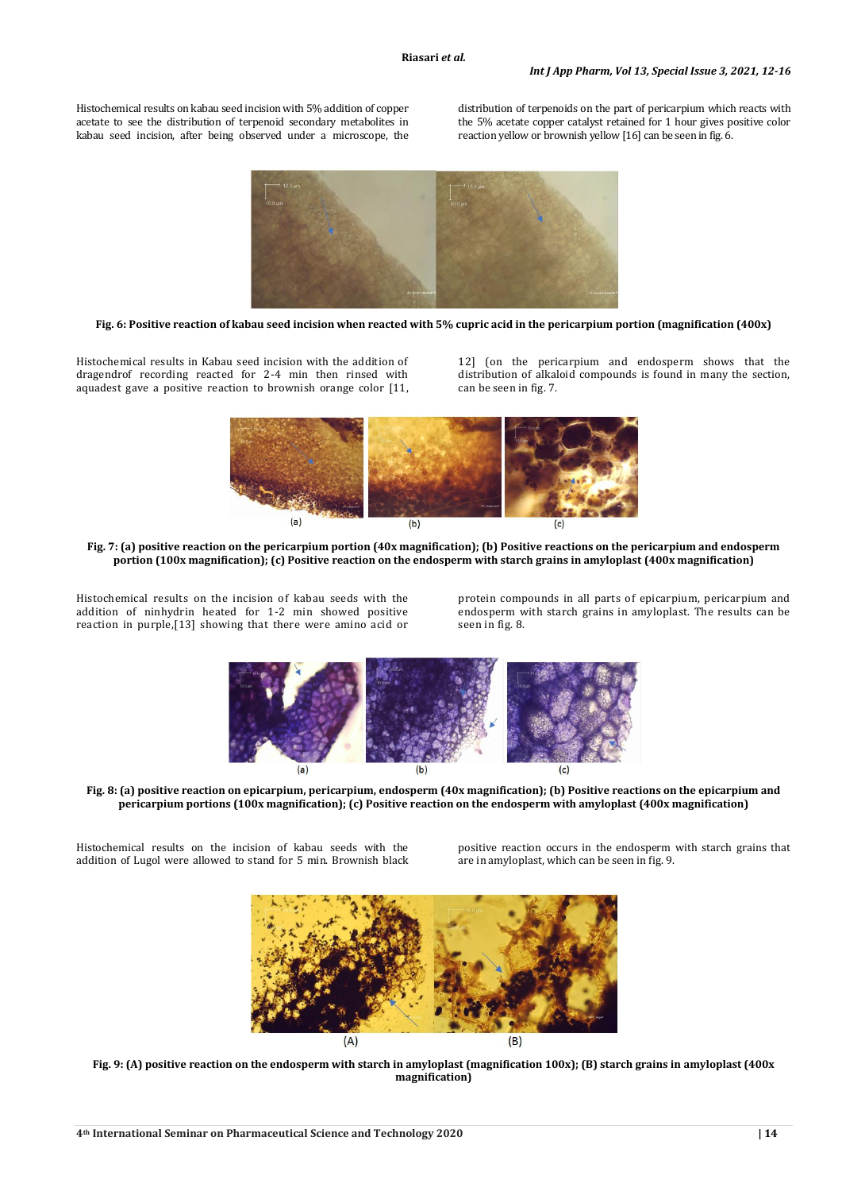Histochemical results on kabau seed incision with 5% addition of copper acetate to see the distribution of terpenoid secondary metabolites in kabau seed incision, after being observed under a microscope, the distribution of terpenoids on the part of pericarpium which reacts with the 5% acetate copper catalyst retained for 1 hour gives positive color reaction yellow or brownish yellow [16] can be seen in fig. 6.

**Fig. 6: Positive reaction of kabau seed incision when reacted with 5% cupric acid in the pericarpium portion (magnification (400x)**

Histochemical results in Kabau seed incision with the addition of dragendrof recording reacted for 2-4 min then rinsed with aquadest gave a positive reaction to brownish orange color [11, 12] (on the pericarpium and endosperm shows that the distribution of alkaloid compounds is found in many the section, can be seen in fig. 7.

**Fig. 7: (a) positive reaction on the pericarpium portion (40x magnification); (b) Positive reactions on the pericarpium and endosperm portion (100x magnification); (c) Positive reaction on the endosperm with starch grains in amyloplast (400x magnification)**

Histochemical results on the incision of kabau seeds with the addition of ninhydrin heated for 1-2 min showed positive reaction in purple,[13] showing that there were amino acid or protein compounds in all parts of epicarpium, pericarpium and endosperm with starch grains in amyloplast. The results can be seen in fig. 8.

**Fig. 8: (a) positive reaction on epicarpium, pericarpium, endosperm (40x magnification); (b) Positive reactions on the epicarpium and pericarpium portions (100x magnification); (c) Positive reaction on the endosperm with amyloplast (400x magnification)**

Histochemical results on the incision of kabau seeds with the addition of Lugol were allowed to stand for 5 min. Brownish black positive reaction occurs in the endosperm with starch grains that are in amyloplast, which can be seen in fig. 9.

**Fig. 9: (A) positive reaction on the endosperm with starch in amyloplast (magnification 100x); (B) starch grains in amyloplast (400x magnification)**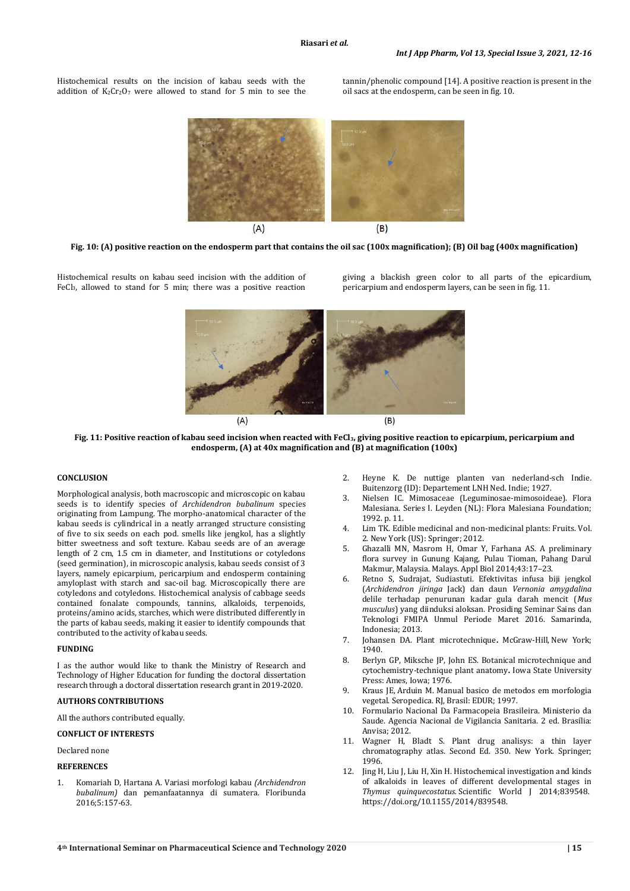Histochemical results on the incision of kabau seeds with the addition of $K_2Cr_2O_7$ were allowed to stand for 5 min to see the tannin/phenolic compound [14]. A positive reaction is present in the oil sacs at the endosperm, can be seen in fig. 10.

**Fig. 10: (A) positive reaction on the endosperm part that contains the oil sac (100x magnification); (B) Oil bag (400x magnification)**

Histochemical results on kabau seed incision with the addition of $FeCl_3$, allowed to stand for 5 min; there was a positive reaction giving a blackish green color to all parts of the epicardium, pericarpium and endosperm layers, can be seen in fig. 11.

**Fig. 11: Positive reaction of kabau seed incision when reacted with $FeCl_3$, giving positive reaction to epicarpium, pericarpium and endosperm, (A) at 40x magnification and (B) at magnification (100x)**

## CONCLUSION

Morphological analysis, both macroscopic and microscopic on kabau seeds is to identify species of *Archidendron bubalinum* species originating from Lampung. The morpho-anatomical character of the kabau seeds is cylindrical in a neatly arranged structure consisting of five to six seeds on each pod. smells like jengkol, has a slightly bitter sweetness and soft texture. Kabau seeds are of an average length of 2 cm, 1.5 cm in diameter, and Institutions or cotyledons (seed germination), in microscopic analysis, kabau seeds consist of 3 layers, namely epicarpium, pericarpium and endosperm containing amyloplast with starch and sac-oil bag. Microscopically there are cotyledons and cotyledons. Histochemical analysis of cabbage seeds contained fonalate compounds, tannins, alkaloids, terpenoids, proteins/amino acids, starches, which were distributed differently in the parts of kabau seeds, making it easier to identify compounds that contributed to the activity of kabau seeds.

## FUNDING

I as the author would like to thank the Ministry of Research and Technology of Higher Education for funding the doctoral dissertation research through a doctoral dissertation research grant in 2019-2020.

## AUTHORS CONTRIBUTIONS

All the authors contributed equally.

## CONFLICT OF INTERESTS

Declared none

## REFERENCES

1. Komariah D, Hartana A. Variasi morfologi kabau *(Archidendron bubalinum)* dan pemanfaatannya di sumatera. Floribunda 2016;5:157-63.
2. Heyne K. De nuttige planten van nederland-sch Indie. Buitenzorg (ID): Departement LNH Ned. Indie; 1927.
3. Nielsen IC. Mimosaceae (Leguminosae-mimosoideae). Flora Malesiana. Series I. Leyden (NL): Flora Malesiana Foundation; 1992. p. 11.
4. Lim TK. Edible medicinal and non-medicinal plants: Fruits. Vol. 2. New York (US): Springer; 2012.
5. Ghazalli MN, Masrom H, Omar Y, Farhana AS. A preliminary flora survey in Gunung Kajang, Pulau Tioman, Pahang Darul Makmur, Malaysia. Malays. Appl Biol 2014;43:17–23.
6. Retno S, Sudrajat, Sudiastuti. Efektivitas infusa biji jengkol (*Archidendron jiringa* Jack) dan daun *Vernonia amygdalina* delile terhadap penurunan kadar gula darah mencit (*Mus musculus*) yang diinduksi aloksan. Prosiding Seminar Sains dan Teknologi FMIPA Unmul Periode Maret 2016. Samarinda, Indonesia; 2013.
7. Johansen DA. Plant microtechnique. McGraw-Hill, New York; 1940.
8. Berlyn GP, Miksche JP, John ES. Botanical microtechnique and cytochemistry-technique plant anatomy. Iowa State University Press: Ames, Iowa; 1976.
9. Kraus JE, Arduin M. Manual basico de metodos em morfologia vegetal. Seropedica. RJ, Brasil: EDUR; 1997.
10. Formulario Nacional Da Farmacopeia Brasileira. Ministerio da Saude. Agencia Nacional de Vigilancia Sanitaria. 2 ed. Brasília: Anvisa; 2012.
11. Wagner H, Bladt S. Plant drug analisys: a thin layer chromatography atlas. Second Ed. 350. New York. Springer; 1996.
12. Jing H, Liu J, Liu H, Xin H. Histochemical investigation and kinds of alkaloids in leaves of different developmental stages in *Thymus quinquecostatus.* Scientific World J 2014;839548. https://doi.org/10.1155/2014/839548.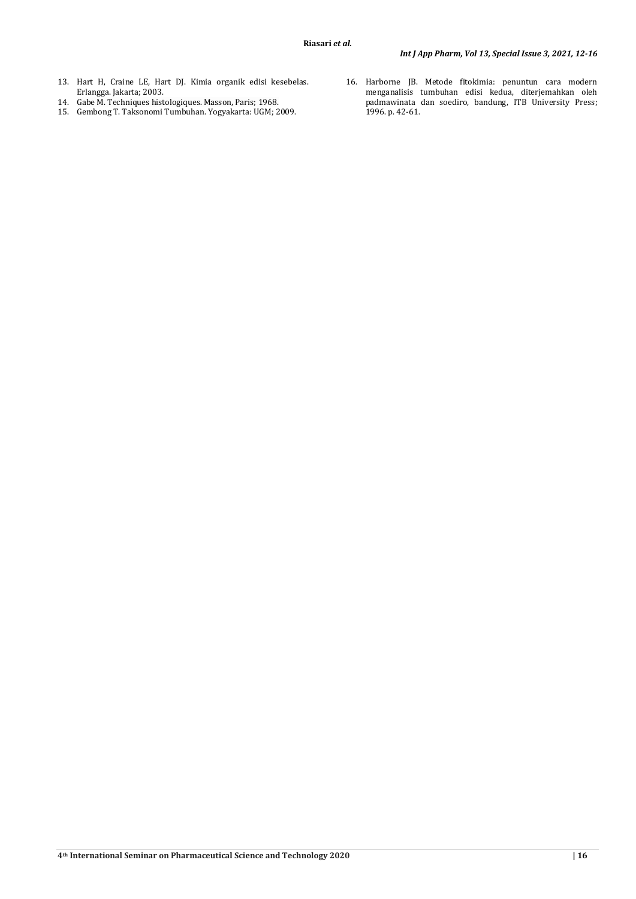13. Hart H, Craine LE, Hart DJ. Kimia organik edisi kesebelas. Erlangga. Jakarta; 2003.
14. Gabe M. Techniques histologiques. Masson, Paris; 1968.
15. Gembong T. Taksonomi Tumbuhan. Yogyakarta: UGM; 2009.
16. Harborne JB. Metode fitokimia: penuntun cara modern menganalisis tumbuhan edisi kedua, diterjemahkan oleh padmawinata dan soediro, bandung, ITB University Press; 1996. p. 42-61.